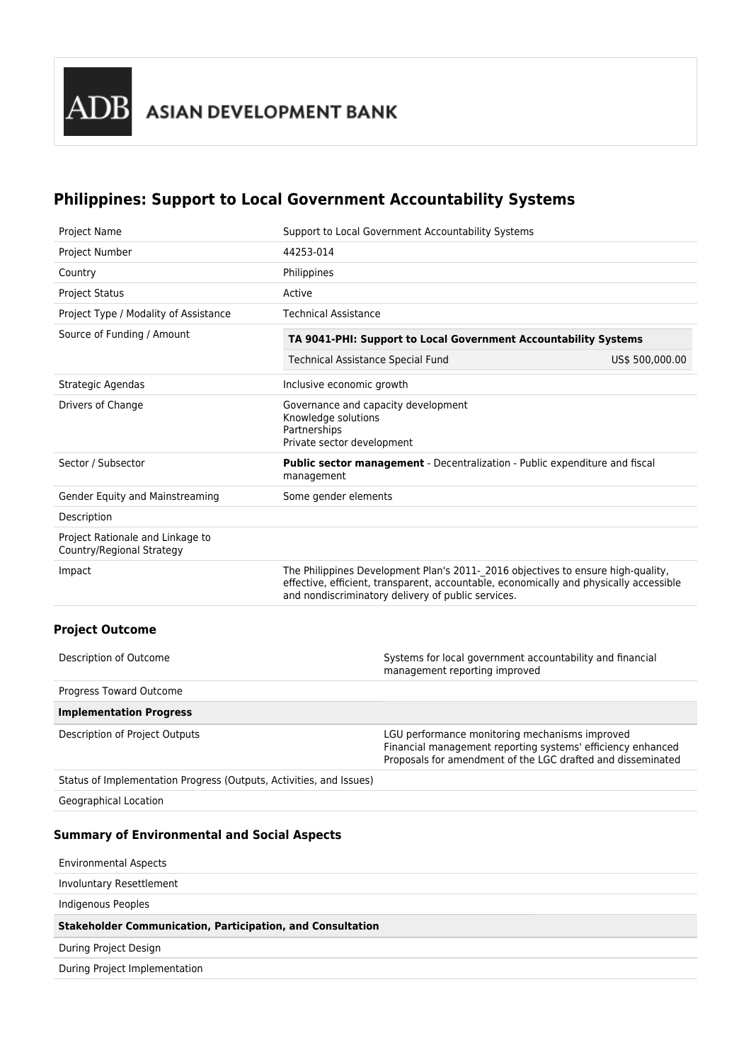ASIAN DEVELOPMENT BANK

# Philippines: Support to Local Government Accountability Systems

| | |
|---|---|
| Project Name | Support to Local Government Accountability Systems |
| Project Number | 44253-014 |
| Country | Philippines |
| Project Status | Active |
| Project Type / Modality of Assistance | Technical Assistance |
| Source of Funding / Amount | **TA 9041-PHI: Support to Local Government Accountability Systems**<br>Technical Assistance Special Fund US$ 500,000.00 |
| Strategic Agendas | Inclusive economic growth |
| Drivers of Change | Governance and capacity development<br>Knowledge solutions<br>Partnerships<br>Private sector development |
| Sector / Subsector | **Public sector management** - Decentralization - Public expenditure and fiscal management |
| Gender Equity and Mainstreaming | Some gender elements |
| Description | |
| Project Rationale and Linkage to Country/Regional Strategy | |
| Impact | The Philippines Development Plan's 2011-_2016 objectives to ensure high-quality, effective, efficient, transparent, accountable, economically and physically accessible and nondiscriminatory delivery of public services. |

### Project Outcome

| | |
|---|---|
| Description of Outcome | Systems for local government accountability and financial management reporting improved |
| Progress Toward Outcome | |
| **Implementation Progress** | |
| Description of Project Outputs | LGU performance monitoring mechanisms improved<br>Financial management reporting systems' efficiency enhanced<br>Proposals for amendment of the LGC drafted and disseminated |
| Status of Implementation Progress (Outputs, Activities, and Issues) | |
| Geographical Location | |

### Summary of Environmental and Social Aspects

| |
|---|
| Environmental Aspects |
| Involuntary Resettlement |
| Indigenous Peoples |
| **Stakeholder Communication, Participation, and Consultation** |
| During Project Design |
| During Project Implementation |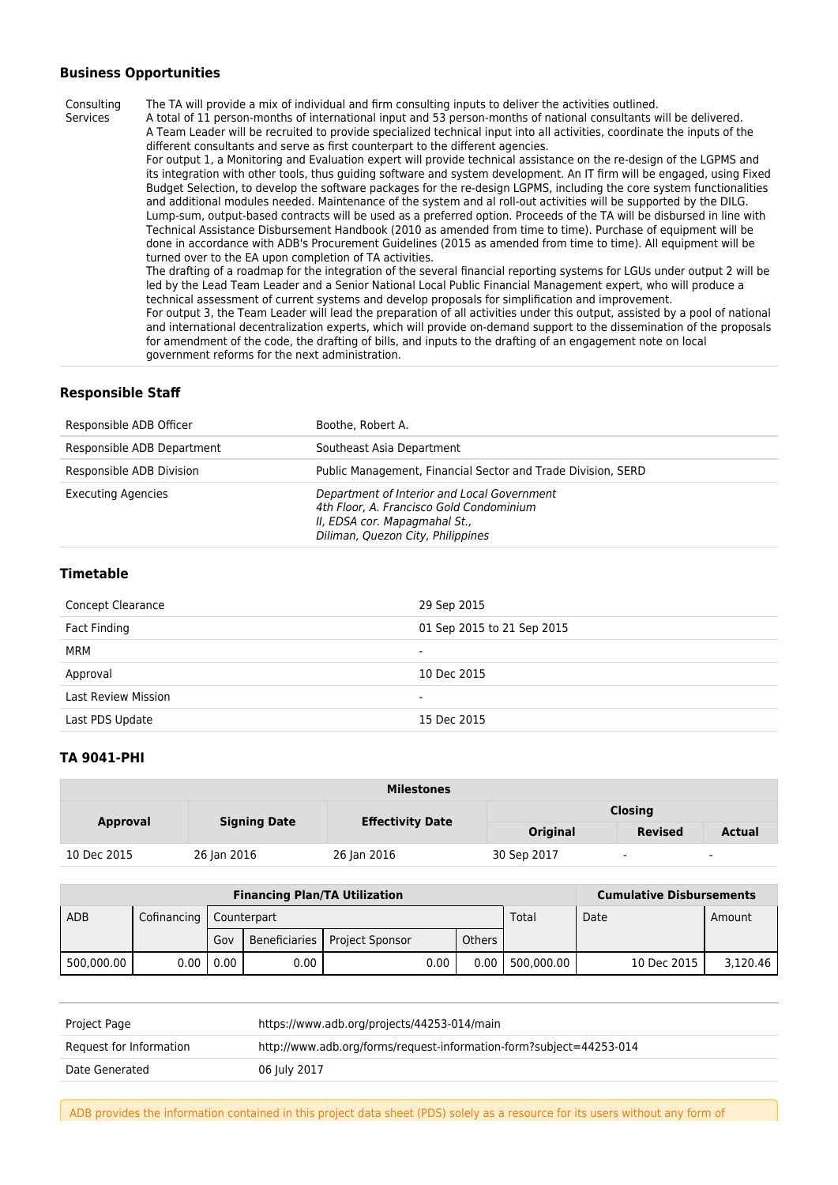### Business Opportunities

| | |
|---|---|
| Consulting Services | The TA will provide a mix of individual and firm consulting inputs to deliver the activities outlined. A total of 11 person-months of international input and 53 person-months of national consultants will be delivered. A Team Leader will be recruited to provide specialized technical input into all activities, coordinate the inputs of the different consultants and serve as first counterpart to the different agencies. For output 1, a Monitoring and Evaluation expert will provide technical assistance on the re-design of the LGPMS and its integration with other tools, thus guiding software and system development. An IT firm will be engaged, using Fixed Budget Selection, to develop the software packages for the re-design LGPMS, including the core system functionalities and additional modules needed. Maintenance of the system and al roll-out activities will be supported by the DILG. Lump-sum, output-based contracts will be used as a preferred option. Proceeds of the TA will be disbursed in line with Technical Assistance Disbursement Handbook (2010 as amended from time to time). Purchase of equipment will be done in accordance with ADB's Procurement Guidelines (2015 as amended from time to time). All equipment will be turned over to the EA upon completion of TA activities. The drafting of a roadmap for the integration of the several financial reporting systems for LGUs under output 2 will be led by the Lead Team Leader and a Senior National Local Public Financial Management expert, who will produce a technical assessment of current systems and develop proposals for simplification and improvement. For output 3, the Team Leader will lead the preparation of all activities under this output, assisted by a pool of national and international decentralization experts, which will provide on-demand support to the dissemination of the proposals for amendment of the code, the drafting of bills, and inputs to the drafting of an engagement note on local government reforms for the next administration. |

### Responsible Staff

| | |
|---|---|
| Responsible ADB Officer | Boothe, Robert A. |
| Responsible ADB Department | Southeast Asia Department |
| Responsible ADB Division | Public Management, Financial Sector and Trade Division, SERD |
| Executing Agencies | *Department of Interior and Local Government<br>4th Floor, A. Francisco Gold Condominium<br>II, EDSA cor. Mapagmahal St.,<br>Diliman, Quezon City, Philippines* |

### Timetable

| | |
|---|---|
| Concept Clearance | 29 Sep 2015 |
| Fact Finding | 01 Sep 2015 to 21 Sep 2015 |
| MRM | - |
| Approval | 10 Dec 2015 |
| Last Review Mission | - |
| Last PDS Update | 15 Dec 2015 |

### TA 9041-PHI

| Milestones | | | | | |
|---|---|---|---|---|---|
| **Approval** | **Signing Date** | **Effectivity Date** | **Closing** | | |
| | | | **Original** | **Revised** | **Actual** |
| 10 Dec 2015 | 26 Jan 2016 | 26 Jan 2016 | 30 Sep 2017 | - | - |

| Financing Plan/TA Utilization | | | | | | | Cumulative Disbursements | |
|---|---|---|---|---|---|---|---|---|
| ADB | Cofinancing | Counterpart | | | | Total | Date | Amount |
| | | Gov | Beneficiaries | Project Sponsor | Others | | | |
| 500,000.00 | 0.00 | 0.00 | 0.00 | 0.00 | 0.00 | 500,000.00 | 10 Dec 2015 | 3,120.46 |

| | |
|---|---|
| Project Page | https://www.adb.org/projects/44253-014/main |
| Request for Information | http://www.adb.org/forms/request-information-form?subject=44253-014 |
| Date Generated | 06 July 2017 |

ADB provides the information contained in this project data sheet (PDS) solely as a resource for its users without any form of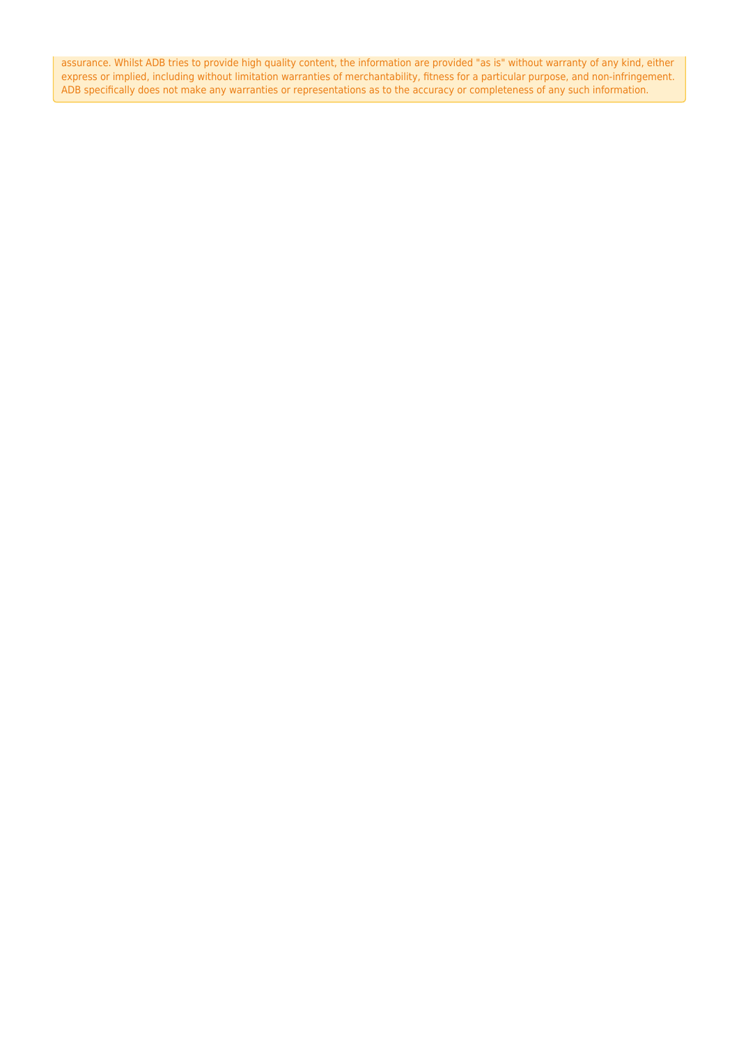assurance. Whilst ADB tries to provide high quality content, the information are provided "as is" without warranty of any kind, either express or implied, including without limitation warranties of merchantability, fitness for a particular purpose, and non-infringement. ADB specifically does not make any warranties or representations as to the accuracy or completeness of any such information.